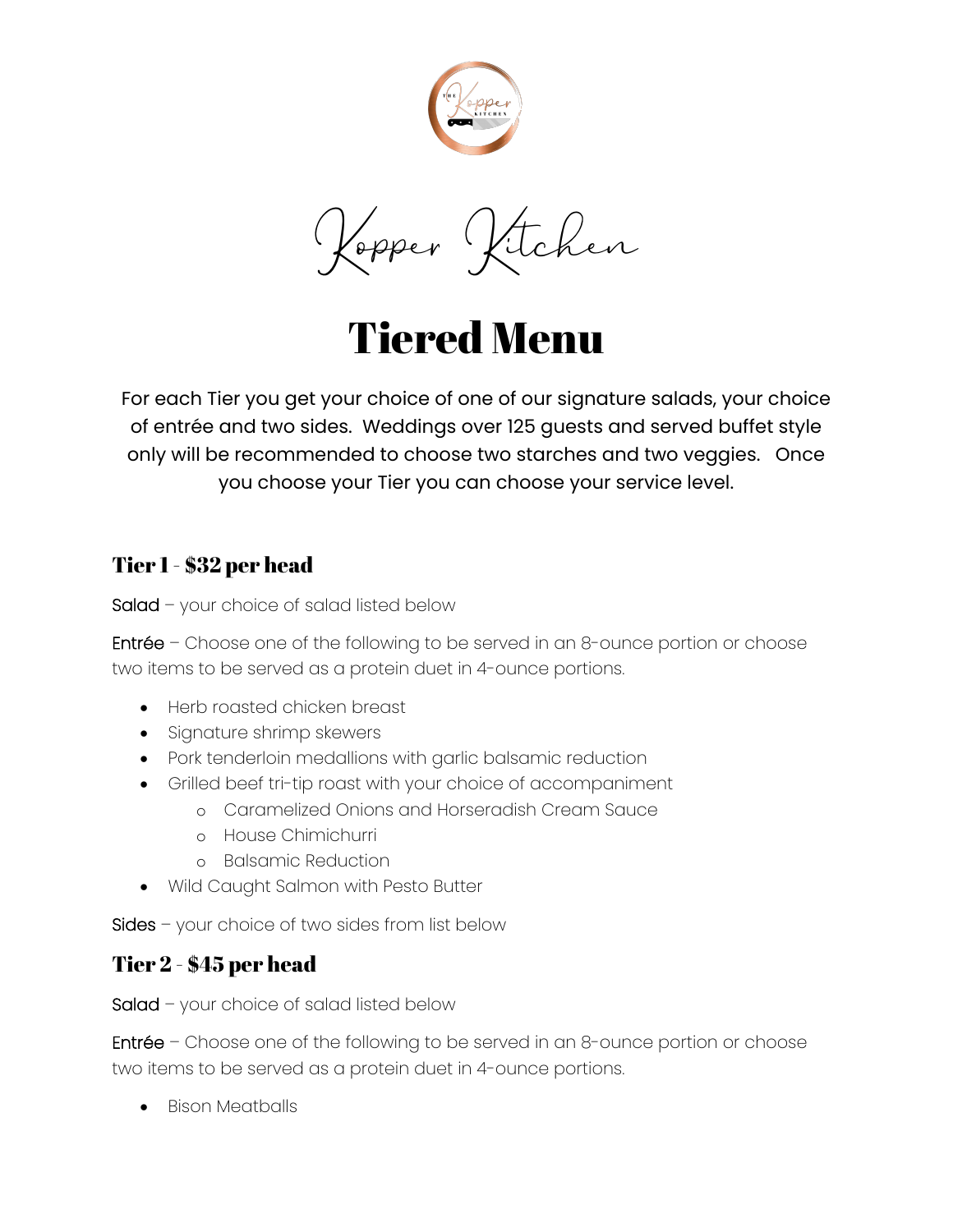# Kopper Kitchen

# Tiered Menu

For each Tier you get your choice of one of our signature salads, your choice of entrée and two sides. Weddings over 125 guests and served buffet style only will be recommended to choose two starches and two veggies. Once you choose your Tier you can choose your service level.

## Tier 1 - $32 per head

Salad – your choice of salad listed below

Entrée – Choose one of the following to be served in an 8-ounce portion or choose two items to be served as a protein duet in 4-ounce portions.

- Herb roasted chicken breast
- Signature shrimp skewers
- Pork tenderloin medallions with garlic balsamic reduction
- Grilled beef tri-tip roast with your choice of accompaniment
  - Caramelized Onions and Horseradish Cream Sauce
  - House Chimichurri
  - Balsamic Reduction
- Wild Caught Salmon with Pesto Butter

Sides – your choice of two sides from list below

## Tier 2 - $45 per head

Salad – your choice of salad listed below

Entrée – Choose one of the following to be served in an 8-ounce portion or choose two items to be served as a protein duet in 4-ounce portions.

- Bison Meatballs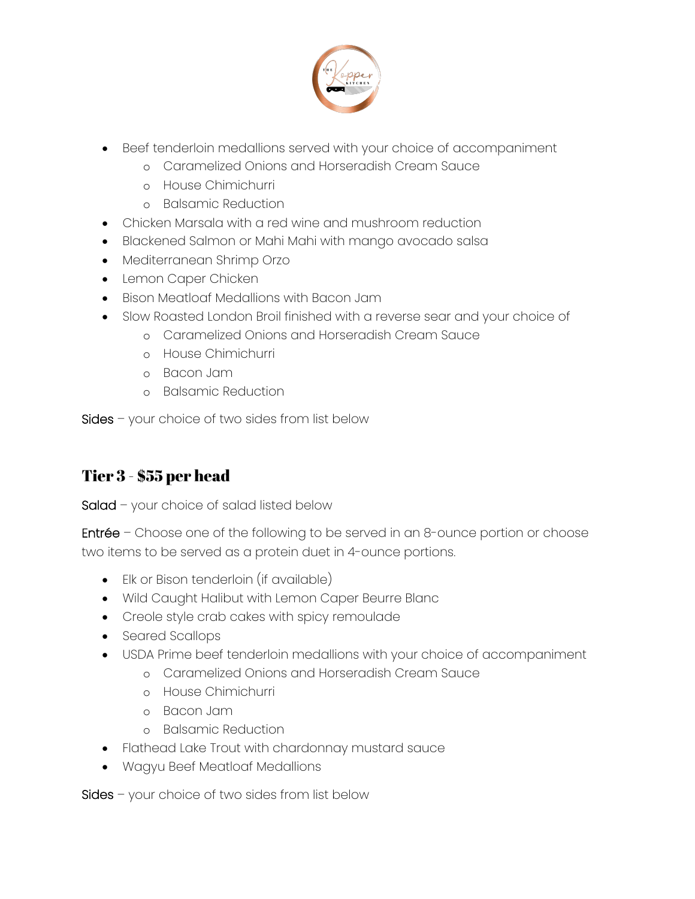- Beef tenderloin medallions served with your choice of accompaniment
  - Caramelized Onions and Horseradish Cream Sauce
  - House Chimichurri
  - Balsamic Reduction
- Chicken Marsala with a red wine and mushroom reduction
- Blackened Salmon or Mahi Mahi with mango avocado salsa
- Mediterranean Shrimp Orzo
- Lemon Caper Chicken
- Bison Meatloaf Medallions with Bacon Jam
- Slow Roasted London Broil finished with a reverse sear and your choice of
  - Caramelized Onions and Horseradish Cream Sauce
  - House Chimichurri
  - Bacon Jam
  - Balsamic Reduction

Sides – your choice of two sides from list below

## Tier 3 - $55 per head

Salad – your choice of salad listed below

Entrée – Choose one of the following to be served in an 8-ounce portion or choose two items to be served as a protein duet in 4-ounce portions.

- Elk or Bison tenderloin (if available)
- Wild Caught Halibut with Lemon Caper Beurre Blanc
- Creole style crab cakes with spicy remoulade
- Seared Scallops
- USDA Prime beef tenderloin medallions with your choice of accompaniment
  - Caramelized Onions and Horseradish Cream Sauce
  - House Chimichurri
  - Bacon Jam
  - Balsamic Reduction
- Flathead Lake Trout with chardonnay mustard sauce
- Wagyu Beef Meatloaf Medallions

Sides – your choice of two sides from list below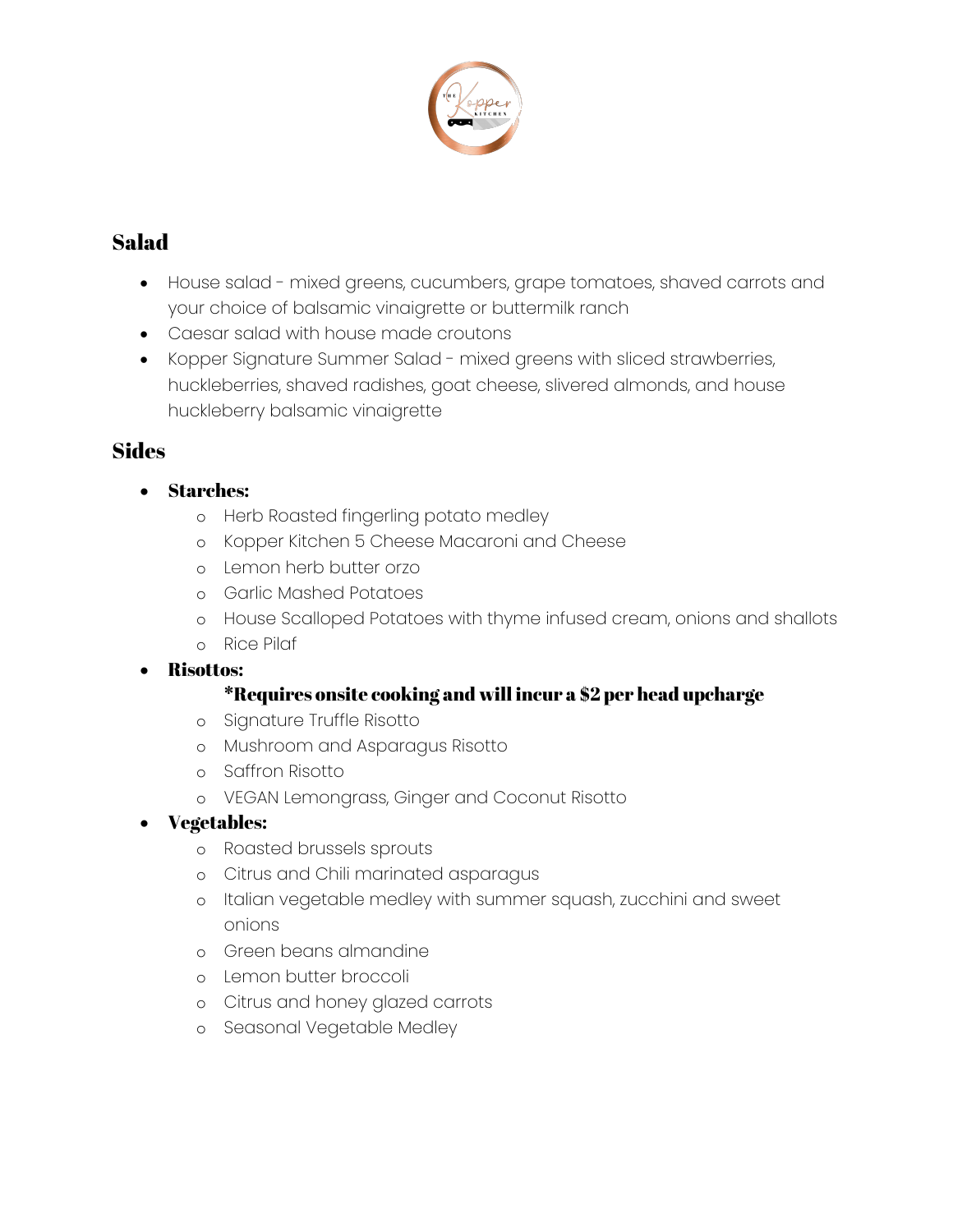## Salad

- House salad - mixed greens, cucumbers, grape tomatoes, shaved carrots and your choice of balsamic vinaigrette or buttermilk ranch
- Caesar salad with house made croutons
- Kopper Signature Summer Salad - mixed greens with sliced strawberries, huckleberries, shaved radishes, goat cheese, slivered almonds, and house huckleberry balsamic vinaigrette

## Sides

- **Starches:**
    - Herb Roasted fingerling potato medley
    - Kopper Kitchen 5 Cheese Macaroni and Cheese
    - Lemon herb butter orzo
    - Garlic Mashed Potatoes
    - House Scalloped Potatoes with thyme infused cream, onions and shallots
    - Rice Pilaf
- **Risottos:**

    ***Requires onsite cooking and will incur a $2 per head upcharge**

    - Signature Truffle Risotto
    - Mushroom and Asparagus Risotto
    - Saffron Risotto
    - VEGAN Lemongrass, Ginger and Coconut Risotto
- **Vegetables:**
    - Roasted brussels sprouts
    - Citrus and Chili marinated asparagus
    - Italian vegetable medley with summer squash, zucchini and sweet onions
    - Green beans almandine
    - Lemon butter broccoli
    - Citrus and honey glazed carrots
    - Seasonal Vegetable Medley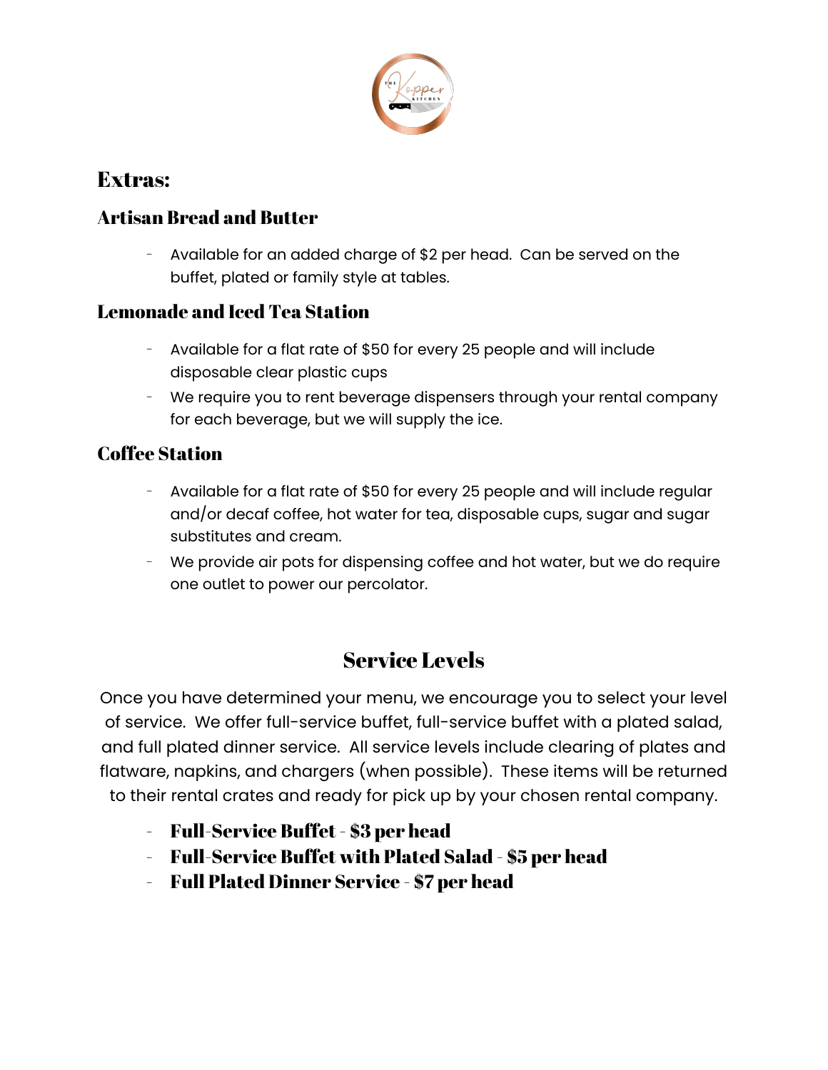## Extras:

### Artisan Bread and Butter

- Available for an added charge of $2 per head. Can be served on the buffet, plated or family style at tables.

### Lemonade and Iced Tea Station

- Available for a flat rate of $50 for every 25 people and will include disposable clear plastic cups
- We require you to rent beverage dispensers through your rental company for each beverage, but we will supply the ice.

### Coffee Station

- Available for a flat rate of $50 for every 25 people and will include regular and/or decaf coffee, hot water for tea, disposable cups, sugar and sugar substitutes and cream.
- We provide air pots for dispensing coffee and hot water, but we do require one outlet to power our percolator.

## Service Levels

Once you have determined your menu, we encourage you to select your level of service. We offer full-service buffet, full-service buffet with a plated salad, and full plated dinner service. All service levels include clearing of plates and flatware, napkins, and chargers (when possible). These items will be returned to their rental crates and ready for pick up by your chosen rental company.

- **Full-Service Buffet - $3 per head**
- **Full-Service Buffet with Plated Salad - $5 per head**
- **Full Plated Dinner Service - $7 per head**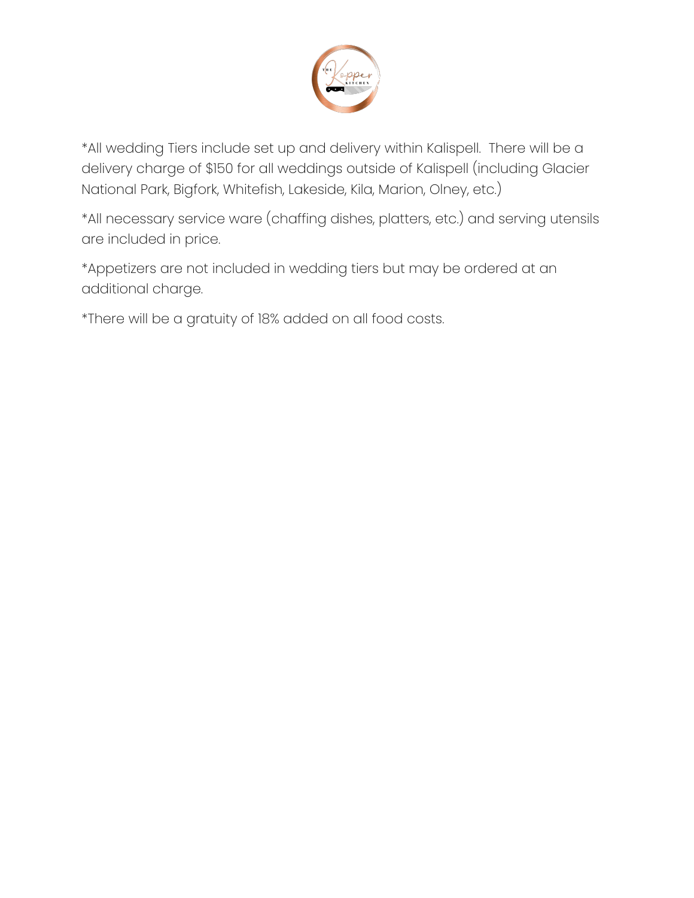*All wedding Tiers include set up and delivery within Kalispell. There will be a delivery charge of $150 for all weddings outside of Kalispell (including Glacier National Park, Bigfork, Whitefish, Lakeside, Kila, Marion, Olney, etc.)

*All necessary service ware (chaffing dishes, platters, etc.) and serving utensils are included in price.

*Appetizers are not included in wedding tiers but may be ordered at an additional charge.

*There will be a gratuity of 18% added on all food costs.